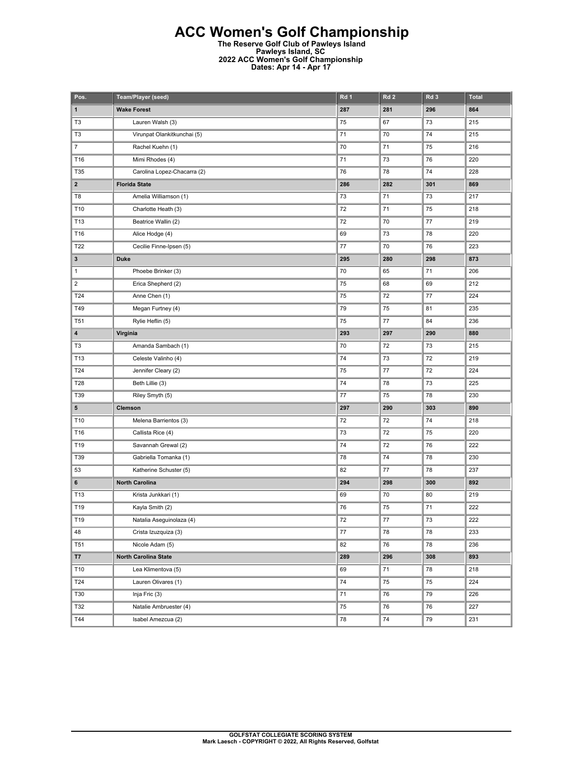# ACC Women's Golf Championship

**The Reserve Golf Club of Pawleys Island**
**Pawleys Island, SC**
**2022 ACC Women's Golf Championship**
**Dates: Apr 14 - Apr 17**

| Pos. | Team/Player (seed) | Rd 1 | Rd 2 | Rd 3 | Total |
|---|---|---|---|---|---|
| **1** | **Wake Forest** | **287** | **281** | **296** | **864** |
| T3 | Lauren Walsh (3) | 75 | 67 | 73 | 215 |
| T3 | Virunpat Olankitkunchai (5) | 71 | 70 | 74 | 215 |
| 7 | Rachel Kuehn (1) | 70 | 71 | 75 | 216 |
| T16 | Mimi Rhodes (4) | 71 | 73 | 76 | 220 |
| T35 | Carolina Lopez-Chacarra (2) | 76 | 78 | 74 | 228 |
| **2** | **Florida State** | **286** | **282** | **301** | **869** |
| T8 | Amelia Williamson (1) | 73 | 71 | 73 | 217 |
| T10 | Charlotte Heath (3) | 72 | 71 | 75 | 218 |
| T13 | Beatrice Wallin (2) | 72 | 70 | 77 | 219 |
| T16 | Alice Hodge (4) | 69 | 73 | 78 | 220 |
| T22 | Cecilie Finne-Ipsen (5) | 77 | 70 | 76 | 223 |
| **3** | **Duke** | **295** | **280** | **298** | **873** |
| 1 | Phoebe Brinker (3) | 70 | 65 | 71 | 206 |
| 2 | Erica Shepherd (2) | 75 | 68 | 69 | 212 |
| T24 | Anne Chen (1) | 75 | 72 | 77 | 224 |
| T49 | Megan Furtney (4) | 79 | 75 | 81 | 235 |
| T51 | Rylie Heflin (5) | 75 | 77 | 84 | 236 |
| **4** | **Virginia** | **293** | **297** | **290** | **880** |
| T3 | Amanda Sambach (1) | 70 | 72 | 73 | 215 |
| T13 | Celeste Valinho (4) | 74 | 73 | 72 | 219 |
| T24 | Jennifer Cleary (2) | 75 | 77 | 72 | 224 |
| T28 | Beth Lillie (3) | 74 | 78 | 73 | 225 |
| T39 | Riley Smyth (5) | 77 | 75 | 78 | 230 |
| **5** | **Clemson** | **297** | **290** | **303** | **890** |
| T10 | Melena Barrientos (3) | 72 | 72 | 74 | 218 |
| T16 | Callista Rice (4) | 73 | 72 | 75 | 220 |
| T19 | Savannah Grewal (2) | 74 | 72 | 76 | 222 |
| T39 | Gabriella Tomanka (1) | 78 | 74 | 78 | 230 |
| 53 | Katherine Schuster (5) | 82 | 77 | 78 | 237 |
| **6** | **North Carolina** | **294** | **298** | **300** | **892** |
| T13 | Krista Junkkari (1) | 69 | 70 | 80 | 219 |
| T19 | Kayla Smith (2) | 76 | 75 | 71 | 222 |
| T19 | Natalia Aseguinolaza (4) | 72 | 77 | 73 | 222 |
| 48 | Crista Izuzquiza (3) | 77 | 78 | 78 | 233 |
| T51 | Nicole Adam (5) | 82 | 76 | 78 | 236 |
| **T7** | **North Carolina State** | **289** | **296** | **308** | **893** |
| T10 | Lea Klimentova (5) | 69 | 71 | 78 | 218 |
| T24 | Lauren Olivares (1) | 74 | 75 | 75 | 224 |
| T30 | Inja Fric (3) | 71 | 76 | 79 | 226 |
| T32 | Natalie Ambruester (4) | 75 | 76 | 76 | 227 |
| T44 | Isabel Amezcua (2) | 78 | 74 | 79 | 231 |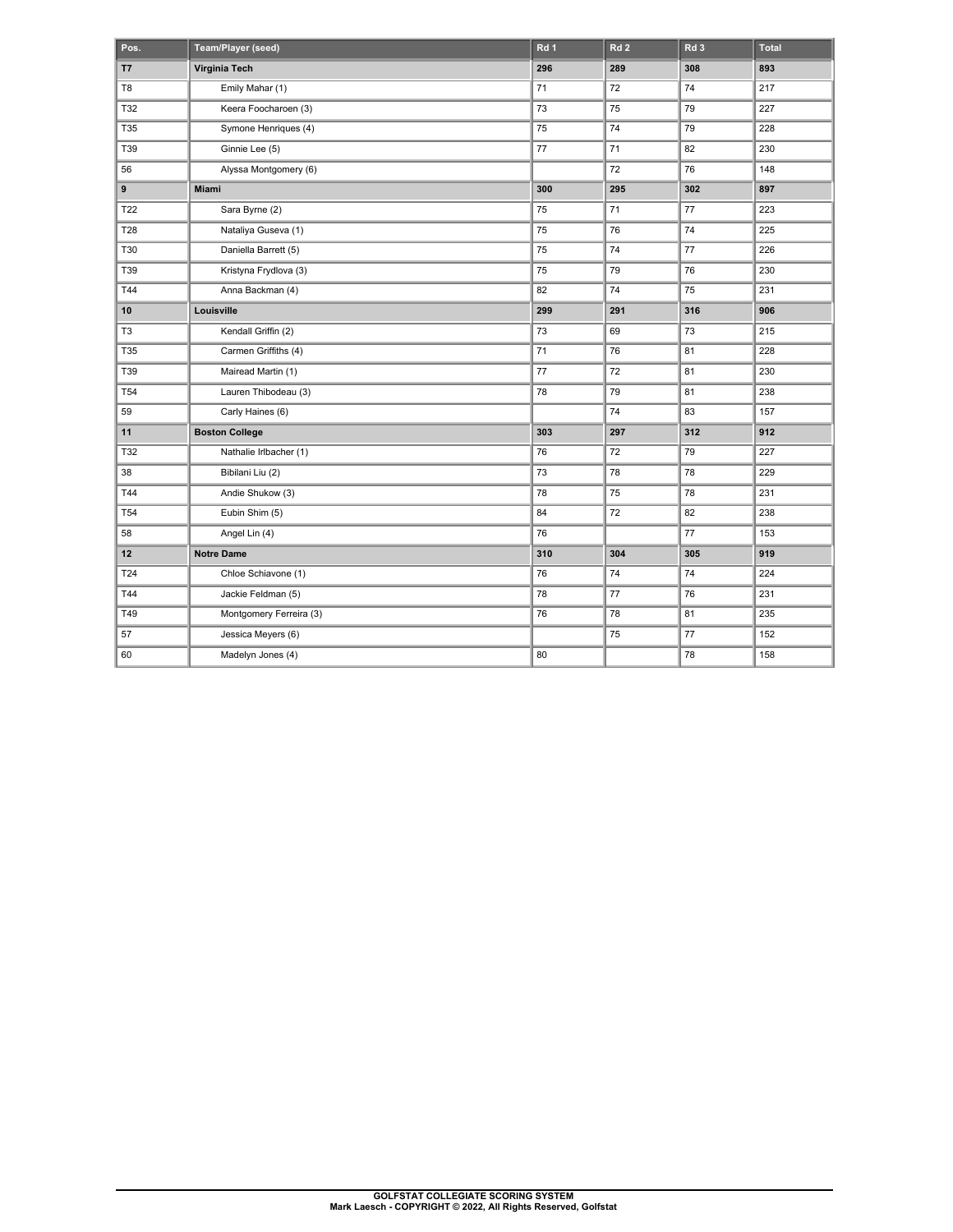| Pos. | Team/Player (seed) | Rd 1 | Rd 2 | Rd 3 | Total |
|---|---|---|---|---|---|
| **T7** | **Virginia Tech** | **296** | **289** | **308** | **893** |
| T8 | Emily Mahar (1) | 71 | 72 | 74 | 217 |
| T32 | Keera Foocharoen (3) | 73 | 75 | 79 | 227 |
| T35 | Symone Henriques (4) | 75 | 74 | 79 | 228 |
| T39 | Ginnie Lee (5) | 77 | 71 | 82 | 230 |
| 56 | Alyssa Montgomery (6) | | 72 | 76 | 148 |
| **9** | **Miami** | **300** | **295** | **302** | **897** |
| T22 | Sara Byrne (2) | 75 | 71 | 77 | 223 |
| T28 | Nataliya Guseva (1) | 75 | 76 | 74 | 225 |
| T30 | Daniella Barrett (5) | 75 | 74 | 77 | 226 |
| T39 | Kristyna Frydlova (3) | 75 | 79 | 76 | 230 |
| T44 | Anna Backman (4) | 82 | 74 | 75 | 231 |
| **10** | **Louisville** | **299** | **291** | **316** | **906** |
| T3 | Kendall Griffin (2) | 73 | 69 | 73 | 215 |
| T35 | Carmen Griffiths (4) | 71 | 76 | 81 | 228 |
| T39 | Mairead Martin (1) | 77 | 72 | 81 | 230 |
| T54 | Lauren Thibodeau (3) | 78 | 79 | 81 | 238 |
| 59 | Carly Haines (6) | | 74 | 83 | 157 |
| **11** | **Boston College** | **303** | **297** | **312** | **912** |
| T32 | Nathalie Irlbacher (1) | 76 | 72 | 79 | 227 |
| 38 | Bibilani Liu (2) | 73 | 78 | 78 | 229 |
| T44 | Andie Shukow (3) | 78 | 75 | 78 | 231 |
| T54 | Eubin Shim (5) | 84 | 72 | 82 | 238 |
| 58 | Angel Lin (4) | 76 | | 77 | 153 |
| **12** | **Notre Dame** | **310** | **304** | **305** | **919** |
| T24 | Chloe Schiavone (1) | 76 | 74 | 74 | 224 |
| T44 | Jackie Feldman (5) | 78 | 77 | 76 | 231 |
| T49 | Montgomery Ferreira (3) | 76 | 78 | 81 | 235 |
| 57 | Jessica Meyers (6) | | 75 | 77 | 152 |
| 60 | Madelyn Jones (4) | 80 | | 78 | 158 |

**GOLFSTAT COLLEGIATE SCORING SYSTEM**
**Mark Laesch - COPYRIGHT © 2022, All Rights Reserved, Golfstat**